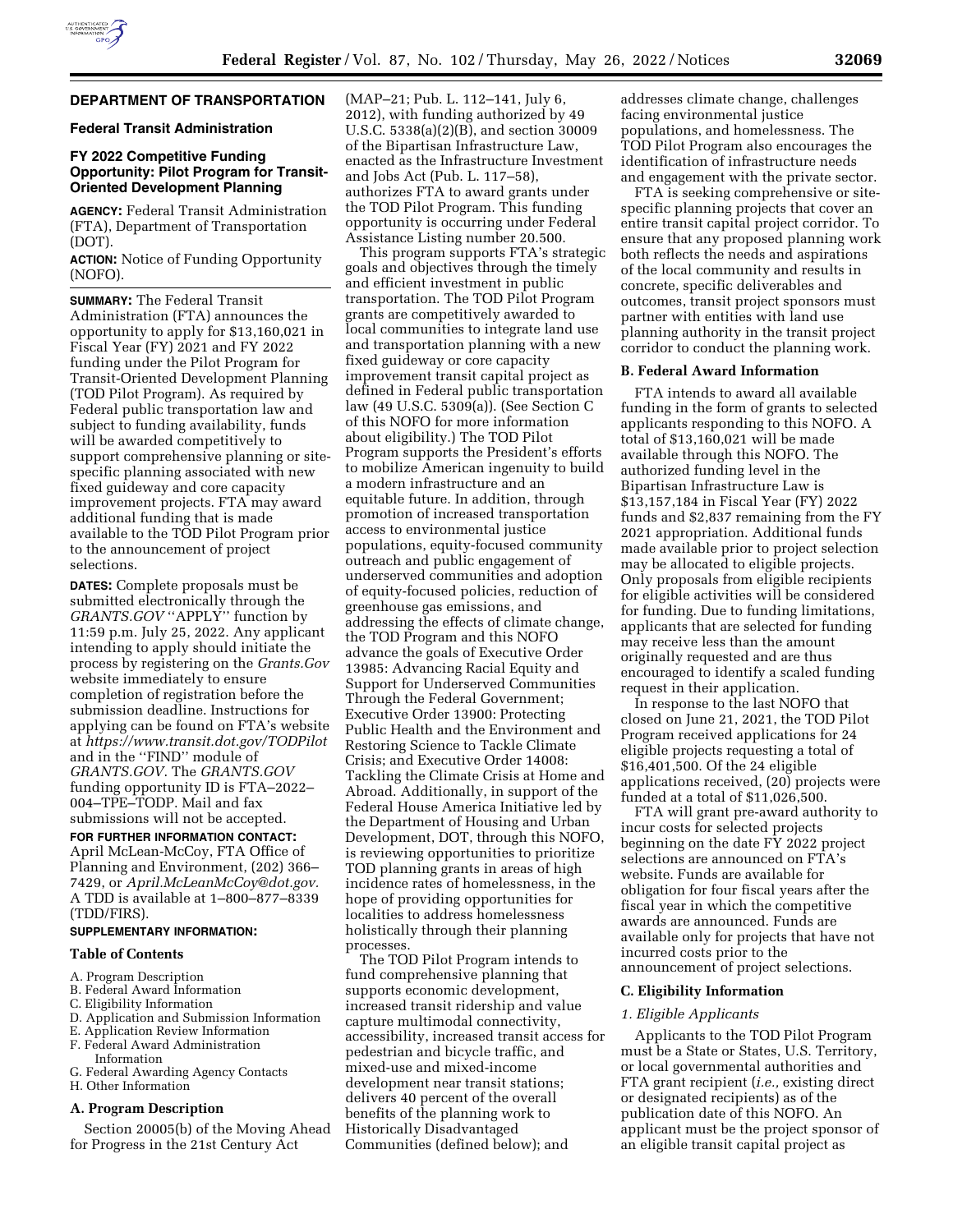## DEPARTMENT OF TRANSPORTATION

### Federal Transit Administration

### FY 2022 Competitive Funding Opportunity: Pilot Program for Transit-Oriented Development Planning

**AGENCY:** Federal Transit Administration (FTA), Department of Transportation (DOT).

**ACTION:** Notice of Funding Opportunity (NOFO).

**SUMMARY:** The Federal Transit Administration (FTA) announces the opportunity to apply for $13,160,021 in Fiscal Year (FY) 2021 and FY 2022 funding under the Pilot Program for Transit-Oriented Development Planning (TOD Pilot Program). As required by Federal public transportation law and subject to funding availability, funds will be awarded competitively to support comprehensive planning or site-specific planning associated with new fixed guideway and core capacity improvement projects. FTA may award additional funding that is made available to the TOD Pilot Program prior to the announcement of project selections.

**DATES:** Complete proposals must be submitted electronically through the *GRANTS.GOV* "APPLY" function by 11:59 p.m. July 25, 2022. Any applicant intending to apply should initiate the process by registering on the *Grants.Gov* website immediately to ensure completion of registration before the submission deadline. Instructions for applying can be found on FTA's website at *https://www.transit.dot.gov/TODPilot* and in the "FIND" module of *GRANTS.GOV*. The *GRANTS.GOV* funding opportunity ID is FTA–2022–004–TPE–TODP. Mail and fax submissions will not be accepted.

**FOR FURTHER INFORMATION CONTACT:** April McLean-McCoy, FTA Office of Planning and Environment, (202) 366–7429, or *April.McLeanMcCoy@dot.gov*. A TDD is available at 1–800–877–8339 (TDD/FIRS).

**SUPPLEMENTARY INFORMATION:**

#### Table of Contents

A. Program Description
B. Federal Award Information
C. Eligibility Information
D. Application and Submission Information
E. Application Review Information
F. Federal Award Administration Information
G. Federal Awarding Agency Contacts
H. Other Information

#### A. Program Description

Section 20005(b) of the Moving Ahead for Progress in the 21st Century Act (MAP–21; Pub. L. 112–141, July 6, 2012), with funding authorized by 49 U.S.C. 5338(a)(2)(B), and section 30009 of the Bipartisan Infrastructure Law, enacted as the Infrastructure Investment and Jobs Act (Pub. L. 117–58), authorizes FTA to award grants under the TOD Pilot Program. This funding opportunity is occurring under Federal Assistance Listing number 20.500.

This program supports FTA's strategic goals and objectives through the timely and efficient investment in public transportation. The TOD Pilot Program grants are competitively awarded to local communities to integrate land use and transportation planning with a new fixed guideway or core capacity improvement transit capital project as defined in Federal public transportation law (49 U.S.C. 5309(a)). (See Section C of this NOFO for more information about eligibility.) The TOD Pilot Program supports the President's efforts to mobilize American ingenuity to build a modern infrastructure and an equitable future. In addition, through promotion of increased transportation access to environmental justice populations, equity-focused community outreach and public engagement of underserved communities and adoption of equity-focused policies, reduction of greenhouse gas emissions, and addressing the effects of climate change, the TOD Program and this NOFO advance the goals of Executive Order 13985: Advancing Racial Equity and Support for Underserved Communities Through the Federal Government; Executive Order 13900: Protecting Public Health and the Environment and Restoring Science to Tackle Climate Crisis; and Executive Order 14008: Tackling the Climate Crisis at Home and Abroad. Additionally, in support of the Federal House America Initiative led by the Department of Housing and Urban Development, DOT, through this NOFO, is reviewing opportunities to prioritize TOD planning grants in areas of high incidence rates of homelessness, in the hope of providing opportunities for localities to address homelessness holistically through their planning processes.

The TOD Pilot Program intends to fund comprehensive planning that supports economic development, increased transit ridership and value capture multimodal connectivity, accessibility, increased transit access for pedestrian and bicycle traffic, and mixed-use and mixed-income development near transit stations; delivers 40 percent of the overall benefits of the planning work to Historically Disadvantaged Communities (defined below); and addresses climate change, challenges facing environmental justice populations, and homelessness. The TOD Pilot Program also encourages the identification of infrastructure needs and engagement with the private sector.

FTA is seeking comprehensive or site-specific planning projects that cover an entire transit capital project corridor. To ensure that any proposed planning work both reflects the needs and aspirations of the local community and results in concrete, specific deliverables and outcomes, transit project sponsors must partner with entities with land use planning authority in the transit project corridor to conduct the planning work.

#### B. Federal Award Information

FTA intends to award all available funding in the form of grants to selected applicants responding to this NOFO. A total of $13,160,021 will be made available through this NOFO. The authorized funding level in the Bipartisan Infrastructure Law is $13,157,184 in Fiscal Year (FY) 2022 funds and $2,837 remaining from the FY 2021 appropriation. Additional funds made available prior to project selection may be allocated to eligible projects. Only proposals from eligible recipients for eligible activities will be considered for funding. Due to funding limitations, applicants that are selected for funding may receive less than the amount originally requested and are thus encouraged to identify a scaled funding request in their application.

In response to the last NOFO that closed on June 21, 2021, the TOD Pilot Program received applications for 24 eligible projects requesting a total of $16,401,500. Of the 24 eligible applications received, (20) projects were funded at a total of $11,026,500.

FTA will grant pre-award authority to incur costs for selected projects beginning on the date FY 2022 project selections are announced on FTA's website. Funds are available for obligation for four fiscal years after the fiscal year in which the competitive awards are announced. Funds are available only for projects that have not incurred costs prior to the announcement of project selections.

#### C. Eligibility Information

*1. Eligible Applicants*

Applicants to the TOD Pilot Program must be a State or States, U.S. Territory, or local governmental authorities and FTA grant recipient (*i.e.,* existing direct or designated recipients) as of the publication date of this NOFO. An applicant must be the project sponsor of an eligible transit capital project as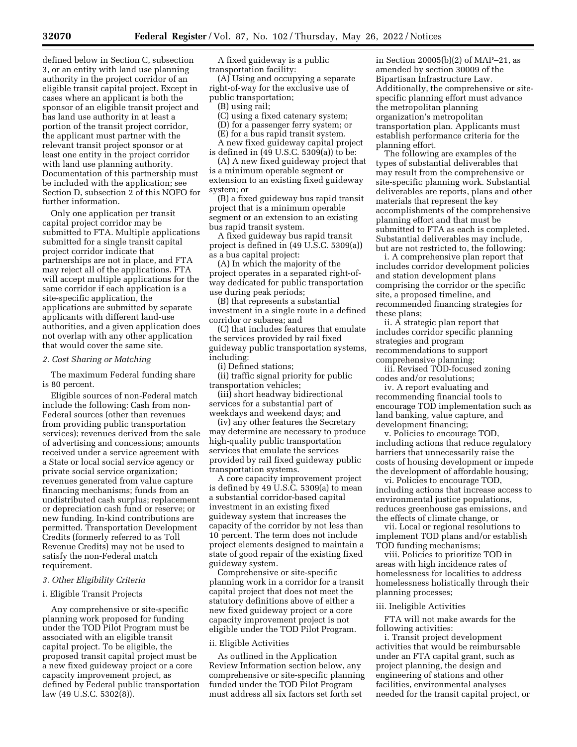defined below in Section C, subsection 3, or an entity with land use planning authority in the project corridor of an eligible transit capital project. Except in cases where an applicant is both the sponsor of an eligible transit project and has land use authority in at least a portion of the transit project corridor, the applicant must partner with the relevant transit project sponsor or at least one entity in the project corridor with land use planning authority. Documentation of this partnership must be included with the application; see Section D, subsection 2 of this NOFO for further information.

Only one application per transit capital project corridor may be submitted to FTA. Multiple applications submitted for a single transit capital project corridor indicate that partnerships are not in place, and FTA may reject all of the applications. FTA will accept multiple applications for the same corridor if each application is a site-specific application, the applications are submitted by separate applicants with different land-use authorities, and a given application does not overlap with any other application that would cover the same site.

*2. Cost Sharing or Matching*

The maximum Federal funding share is 80 percent.

Eligible sources of non-Federal match include the following: Cash from non-Federal sources (other than revenues from providing public transportation services); revenues derived from the sale of advertising and concessions; amounts received under a service agreement with a State or local social service agency or private social service organization; revenues generated from value capture financing mechanisms; funds from an undistributed cash surplus; replacement or depreciation cash fund or reserve; or new funding. In-kind contributions are permitted. Transportation Development Credits (formerly referred to as Toll Revenue Credits) may not be used to satisfy the non-Federal match requirement.

*3. Other Eligibility Criteria*

i. Eligible Transit Projects

Any comprehensive or site-specific planning work proposed for funding under the TOD Pilot Program must be associated with an eligible transit capital project. To be eligible, the proposed transit capital project must be a new fixed guideway project or a core capacity improvement project, as defined by Federal public transportation law (49 U.S.C. 5302(8)).

A fixed guideway is a public transportation facility:

(A) Using and occupying a separate right-of-way for the exclusive use of public transportation;

(B) using rail;

(C) using a fixed catenary system;

(D) for a passenger ferry system; or

(E) for a bus rapid transit system.

A new fixed guideway capital project is defined in (49 U.S.C. 5309(a)) to be:

(A) A new fixed guideway project that is a minimum operable segment or extension to an existing fixed guideway system; or

(B) a fixed guideway bus rapid transit project that is a minimum operable segment or an extension to an existing bus rapid transit system.

A fixed guideway bus rapid transit project is defined in (49 U.S.C. 5309(a)) as a bus capital project:

(A) In which the majority of the project operates in a separated right-of-way dedicated for public transportation use during peak periods;

(B) that represents a substantial investment in a single route in a defined corridor or subarea; and

(C) that includes features that emulate the services provided by rail fixed guideway public transportation systems, including:

(i) Defined stations;

(ii) traffic signal priority for public transportation vehicles;

(iii) short headway bidirectional services for a substantial part of weekdays and weekend days; and

(iv) any other features the Secretary may determine are necessary to produce high-quality public transportation services that emulate the services provided by rail fixed guideway public transportation systems.

A core capacity improvement project is defined by 49 U.S.C. 5309(a) to mean a substantial corridor-based capital investment in an existing fixed guideway system that increases the capacity of the corridor by not less than 10 percent. The term does not include project elements designed to maintain a state of good repair of the existing fixed guideway system.

Comprehensive or site-specific planning work in a corridor for a transit capital project that does not meet the statutory definitions above of either a new fixed guideway project or a core capacity improvement project is not eligible under the TOD Pilot Program.

ii. Eligible Activities

As outlined in the Application Review Information section below, any comprehensive or site-specific planning funded under the TOD Pilot Program must address all six factors set forth set in Section 20005(b)(2) of MAP–21, as amended by section 30009 of the Bipartisan Infrastructure Law. Additionally, the comprehensive or site-specific planning effort must advance the metropolitan planning organization's metropolitan transportation plan. Applicants must establish performance criteria for the planning effort.

The following are examples of the types of substantial deliverables that may result from the comprehensive or site-specific planning work. Substantial deliverables are reports, plans and other materials that represent the key accomplishments of the comprehensive planning effort and that must be submitted to FTA as each is completed. Substantial deliverables may include, but are not restricted to, the following:

i. A comprehensive plan report that includes corridor development policies and station development plans comprising the corridor or the specific site, a proposed timeline, and recommended financing strategies for these plans;

ii. A strategic plan report that includes corridor specific planning strategies and program recommendations to support comprehensive planning;

iii. Revised TOD-focused zoning codes and/or resolutions;

iv. A report evaluating and recommending financial tools to encourage TOD implementation such as land banking, value capture, and development financing;

v. Policies to encourage TOD, including actions that reduce regulatory barriers that unnecessarily raise the costs of housing development or impede the development of affordable housing;

vi. Policies to encourage TOD, including actions that increase access to environmental justice populations, reduces greenhouse gas emissions, and the effects of climate change, or

vii. Local or regional resolutions to implement TOD plans and/or establish TOD funding mechanisms;

viii. Policies to prioritize TOD in areas with high incidence rates of homelessness for localities to address homelessness holistically through their planning processes;

iii. Ineligible Activities

FTA will not make awards for the following activities:

i. Transit project development activities that would be reimbursable under an FTA capital grant, such as project planning, the design and engineering of stations and other facilities, environmental analyses needed for the transit capital project, or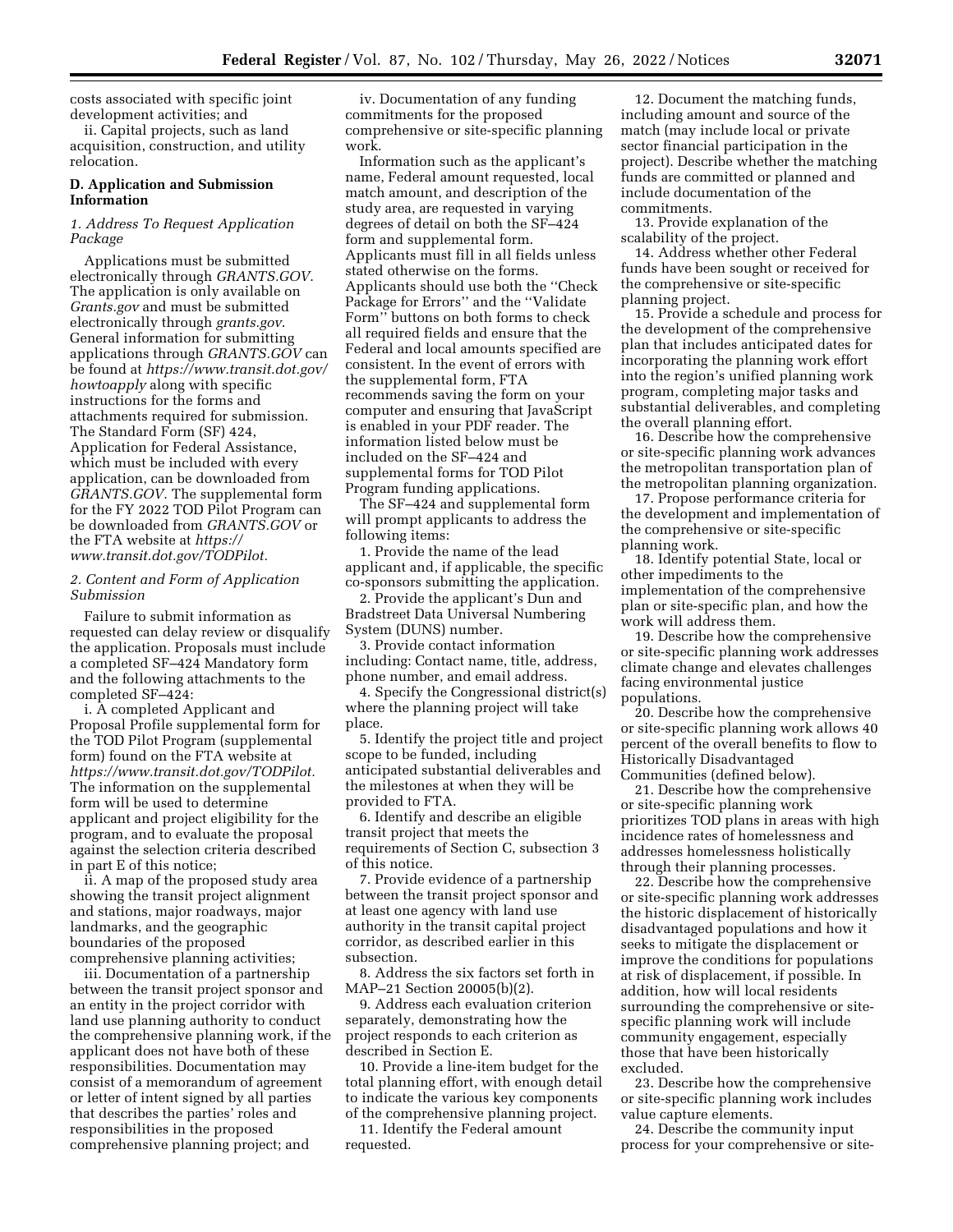costs associated with specific joint development activities; and

ii. Capital projects, such as land acquisition, construction, and utility relocation.

### D. Application and Submission Information

#### *1. Address To Request Application Package*

Applications must be submitted electronically through *GRANTS.GOV*. The application is only available on *Grants.gov* and must be submitted electronically through *grants.gov*. General information for submitting applications through *GRANTS.GOV* can be found at *https://www.transit.dot.gov/howtoapply* along with specific instructions for the forms and attachments required for submission. The Standard Form (SF) 424, Application for Federal Assistance, which must be included with every application, can be downloaded from *GRANTS.GOV*. The supplemental form for the FY 2022 TOD Pilot Program can be downloaded from *GRANTS.GOV* or the FTA website at *https://www.transit.dot.gov/TODPilot.*

#### *2. Content and Form of Application Submission*

Failure to submit information as requested can delay review or disqualify the application. Proposals must include a completed SF–424 Mandatory form and the following attachments to the completed SF–424:

i. A completed Applicant and Proposal Profile supplemental form for the TOD Pilot Program (supplemental form) found on the FTA website at *https://www.transit.dot.gov/TODPilot.* The information on the supplemental form will be used to determine applicant and project eligibility for the program, and to evaluate the proposal against the selection criteria described in part E of this notice;

ii. A map of the proposed study area showing the transit project alignment and stations, major roadways, major landmarks, and the geographic boundaries of the proposed comprehensive planning activities;

iii. Documentation of a partnership between the transit project sponsor and an entity in the project corridor with land use planning authority to conduct the comprehensive planning work, if the applicant does not have both of these responsibilities. Documentation may consist of a memorandum of agreement or letter of intent signed by all parties that describes the parties' roles and responsibilities in the proposed comprehensive planning project; and

iv. Documentation of any funding commitments for the proposed comprehensive or site-specific planning work.

Information such as the applicant's name, Federal amount requested, local match amount, and description of the study area, are requested in varying degrees of detail on both the SF–424 form and supplemental form. Applicants must fill in all fields unless stated otherwise on the forms. Applicants should use both the ''Check Package for Errors'' and the ''Validate Form'' buttons on both forms to check all required fields and ensure that the Federal and local amounts specified are consistent. In the event of errors with the supplemental form, FTA recommends saving the form on your computer and ensuring that JavaScript is enabled in your PDF reader. The information listed below must be included on the SF–424 and supplemental forms for TOD Pilot Program funding applications.

The SF–424 and supplemental form will prompt applicants to address the following items:

1. Provide the name of the lead applicant and, if applicable, the specific co-sponsors submitting the application.

2. Provide the applicant's Dun and Bradstreet Data Universal Numbering System (DUNS) number.

3. Provide contact information including: Contact name, title, address, phone number, and email address.

4. Specify the Congressional district(s) where the planning project will take place.

5. Identify the project title and project scope to be funded, including anticipated substantial deliverables and the milestones at when they will be provided to FTA.

6. Identify and describe an eligible transit project that meets the requirements of Section C, subsection 3 of this notice.

7. Provide evidence of a partnership between the transit project sponsor and at least one agency with land use authority in the transit capital project corridor, as described earlier in this subsection.

8. Address the six factors set forth in MAP–21 Section 20005(b)(2).

9. Address each evaluation criterion separately, demonstrating how the project responds to each criterion as described in Section E.

10. Provide a line-item budget for the total planning effort, with enough detail to indicate the various key components of the comprehensive planning project.

11. Identify the Federal amount requested.

12. Document the matching funds, including amount and source of the match (may include local or private sector financial participation in the project). Describe whether the matching funds are committed or planned and include documentation of the commitments.

13. Provide explanation of the scalability of the project.

14. Address whether other Federal funds have been sought or received for the comprehensive or site-specific planning project.

15. Provide a schedule and process for the development of the comprehensive plan that includes anticipated dates for incorporating the planning work effort into the region's unified planning work program, completing major tasks and substantial deliverables, and completing the overall planning effort.

16. Describe how the comprehensive or site-specific planning work advances the metropolitan transportation plan of the metropolitan planning organization.

17. Propose performance criteria for the development and implementation of the comprehensive or site-specific planning work.

18. Identify potential State, local or other impediments to the implementation of the comprehensive plan or site-specific plan, and how the work will address them.

19. Describe how the comprehensive or site-specific planning work addresses climate change and elevates challenges facing environmental justice populations.

20. Describe how the comprehensive or site-specific planning work allows 40 percent of the overall benefits to flow to Historically Disadvantaged Communities (defined below).

21. Describe how the comprehensive or site-specific planning work prioritizes TOD plans in areas with high incidence rates of homelessness and addresses homelessness holistically through their planning processes.

22. Describe how the comprehensive or site-specific planning work addresses the historic displacement of historically disadvantaged populations and how it seeks to mitigate the displacement or improve the conditions for populations at risk of displacement, if possible. In addition, how will local residents surrounding the comprehensive or site-specific planning work will include community engagement, especially those that have been historically excluded.

23. Describe how the comprehensive or site-specific planning work includes value capture elements.

24. Describe the community input process for your comprehensive or site-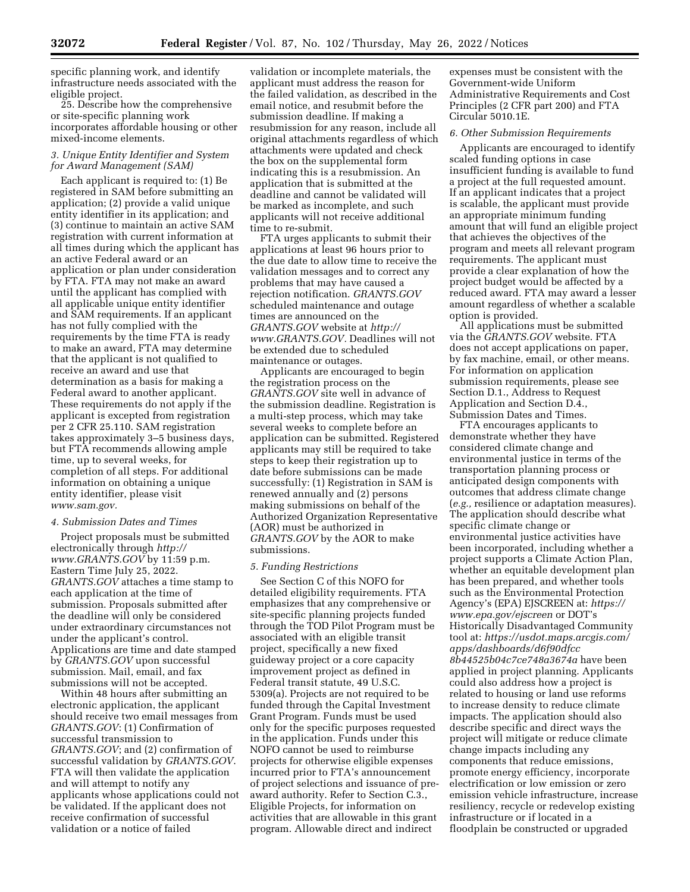specific planning work, and identify infrastructure needs associated with the eligible project.

25. Describe how the comprehensive or site-specific planning work incorporates affordable housing or other mixed-income elements.

### *3. Unique Entity Identifier and System for Award Management (SAM)*

Each applicant is required to: (1) Be registered in SAM before submitting an application; (2) provide a valid unique entity identifier in its application; and (3) continue to maintain an active SAM registration with current information at all times during which the applicant has an active Federal award or an application or plan under consideration by FTA. FTA may not make an award until the applicant has complied with all applicable unique entity identifier and SAM requirements. If an applicant has not fully complied with the requirements by the time FTA is ready to make an award, FTA may determine that the applicant is not qualified to receive an award and use that determination as a basis for making a Federal award to another applicant. These requirements do not apply if the applicant is excepted from registration per 2 CFR 25.110. SAM registration takes approximately 3–5 business days, but FTA recommends allowing ample time, up to several weeks, for completion of all steps. For additional information on obtaining a unique entity identifier, please visit *www.sam.gov.*

### *4. Submission Dates and Times*

Project proposals must be submitted electronically through *http://www.GRANTS.GOV* by 11:59 p.m. Eastern Time July 25, 2022. *GRANTS.GOV* attaches a time stamp to each application at the time of submission. Proposals submitted after the deadline will only be considered under extraordinary circumstances not under the applicant's control. Applications are time and date stamped by *GRANTS.GOV* upon successful submission. Mail, email, and fax submissions will not be accepted.

Within 48 hours after submitting an electronic application, the applicant should receive two email messages from *GRANTS.GOV*: (1) Confirmation of successful transmission to *GRANTS.GOV*; and (2) confirmation of successful validation by *GRANTS.GOV*. FTA will then validate the application and will attempt to notify any applicants whose applications could not be validated. If the applicant does not receive confirmation of successful validation or a notice of failed validation or incomplete materials, the applicant must address the reason for the failed validation, as described in the email notice, and resubmit before the submission deadline. If making a resubmission for any reason, include all original attachments regardless of which attachments were updated and check the box on the supplemental form indicating this is a resubmission. An application that is submitted at the deadline and cannot be validated will be marked as incomplete, and such applicants will not receive additional time to re-submit.

FTA urges applicants to submit their applications at least 96 hours prior to the due date to allow time to receive the validation messages and to correct any problems that may have caused a rejection notification. *GRANTS.GOV* scheduled maintenance and outage times are announced on the *GRANTS.GOV* website at *http://www.GRANTS.GOV*. Deadlines will not be extended due to scheduled maintenance or outages.

Applicants are encouraged to begin the registration process on the *GRANTS.GOV* site well in advance of the submission deadline. Registration is a multi-step process, which may take several weeks to complete before an application can be submitted. Registered applicants may still be required to take steps to keep their registration up to date before submissions can be made successfully: (1) Registration in SAM is renewed annually and (2) persons making submissions on behalf of the Authorized Organization Representative (AOR) must be authorized in *GRANTS.GOV* by the AOR to make submissions.

### *5. Funding Restrictions*

See Section C of this NOFO for detailed eligibility requirements. FTA emphasizes that any comprehensive or site-specific planning projects funded through the TOD Pilot Program must be associated with an eligible transit project, specifically a new fixed guideway project or a core capacity improvement project as defined in Federal transit statute, 49 U.S.C. 5309(a). Projects are not required to be funded through the Capital Investment Grant Program. Funds must be used only for the specific purposes requested in the application. Funds under this NOFO cannot be used to reimburse projects for otherwise eligible expenses incurred prior to FTA's announcement of project selections and issuance of pre-award authority. Refer to Section C.3., Eligible Projects, for information on activities that are allowable in this grant program. Allowable direct and indirect expenses must be consistent with the Government-wide Uniform Administrative Requirements and Cost Principles (2 CFR part 200) and FTA Circular 5010.1E.

### *6. Other Submission Requirements*

Applicants are encouraged to identify scaled funding options in case insufficient funding is available to fund a project at the full requested amount. If an applicant indicates that a project is scalable, the applicant must provide an appropriate minimum funding amount that will fund an eligible project that achieves the objectives of the program and meets all relevant program requirements. The applicant must provide a clear explanation of how the project budget would be affected by a reduced award. FTA may award a lesser amount regardless of whether a scalable option is provided.

All applications must be submitted via the *GRANTS.GOV* website. FTA does not accept applications on paper, by fax machine, email, or other means. For information on application submission requirements, please see Section D.1., Address to Request Application and Section D.4., Submission Dates and Times.

FTA encourages applicants to demonstrate whether they have considered climate change and environmental justice in terms of the transportation planning process or anticipated design components with outcomes that address climate change (*e.g.,* resilience or adaptation measures). The application should describe what specific climate change or environmental justice activities have been incorporated, including whether a project supports a Climate Action Plan, whether an equitable development plan has been prepared, and whether tools such as the Environmental Protection Agency's (EPA) EJSCREEN at: *https://www.epa.gov/ejscreen* or DOT's Historically Disadvantaged Community tool at: *https://usdot.maps.arcgis.com/apps/dashboards/d6f90dfcc8b44525b04c7ce748a3674a* have been applied in project planning. Applicants could also address how a project is related to housing or land use reforms to increase density to reduce climate impacts. The application should also describe specific and direct ways the project will mitigate or reduce climate change impacts including any components that reduce emissions, promote energy efficiency, incorporate electrification or low emission or zero emission vehicle infrastructure, increase resiliency, recycle or redevelop existing infrastructure or if located in a floodplain be constructed or upgraded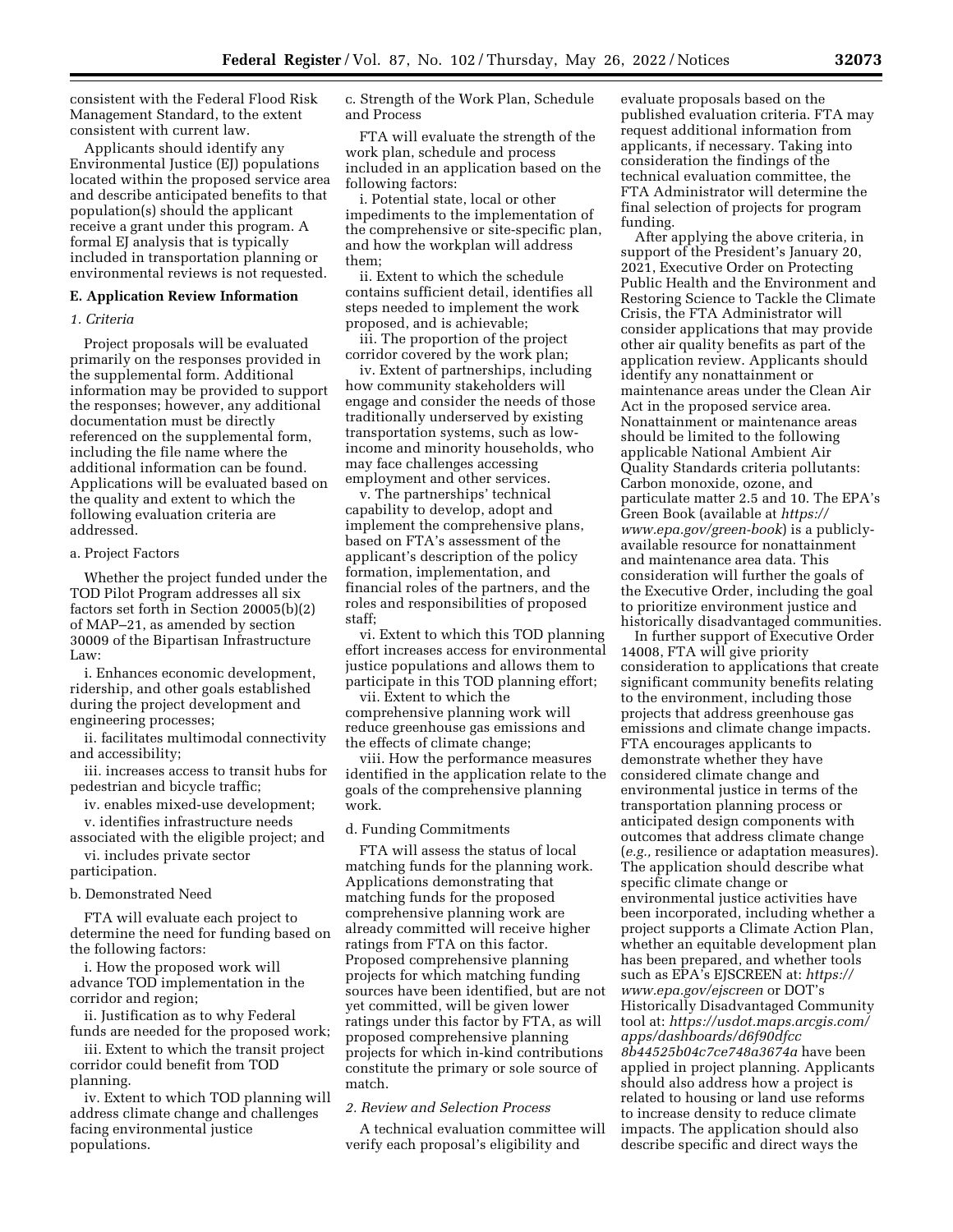consistent with the Federal Flood Risk Management Standard, to the extent consistent with current law.

Applicants should identify any Environmental Justice (EJ) populations located within the proposed service area and describe anticipated benefits to that population(s) should the applicant receive a grant under this program. A formal EJ analysis that is typically included in transportation planning or environmental reviews is not requested.

### E. Application Review Information

#### *1. Criteria*

Project proposals will be evaluated primarily on the responses provided in the supplemental form. Additional information may be provided to support the responses; however, any additional documentation must be directly referenced on the supplemental form, including the file name where the additional information can be found. Applications will be evaluated based on the quality and extent to which the following evaluation criteria are addressed.

a. Project Factors

Whether the project funded under the TOD Pilot Program addresses all six factors set forth in Section 20005(b)(2) of MAP–21, as amended by section 30009 of the Bipartisan Infrastructure Law:

i. Enhances economic development, ridership, and other goals established during the project development and engineering processes;

ii. facilitates multimodal connectivity and accessibility;

iii. increases access to transit hubs for pedestrian and bicycle traffic;

iv. enables mixed-use development;

v. identifies infrastructure needs associated with the eligible project; and

vi. includes private sector participation.

b. Demonstrated Need

FTA will evaluate each project to determine the need for funding based on the following factors:

i. How the proposed work will advance TOD implementation in the corridor and region;

ii. Justification as to why Federal funds are needed for the proposed work;

iii. Extent to which the transit project corridor could benefit from TOD planning.

iv. Extent to which TOD planning will address climate change and challenges facing environmental justice populations.

c. Strength of the Work Plan, Schedule and Process

FTA will evaluate the strength of the work plan, schedule and process included in an application based on the following factors:

i. Potential state, local or other impediments to the implementation of the comprehensive or site-specific plan, and how the workplan will address them;

ii. Extent to which the schedule contains sufficient detail, identifies all steps needed to implement the work proposed, and is achievable;

iii. The proportion of the project corridor covered by the work plan;

iv. Extent of partnerships, including how community stakeholders will engage and consider the needs of those traditionally underserved by existing transportation systems, such as low-income and minority households, who may face challenges accessing employment and other services.

v. The partnerships' technical capability to develop, adopt and implement the comprehensive plans, based on FTA's assessment of the applicant's description of the policy formation, implementation, and financial roles of the partners, and the roles and responsibilities of proposed staff;

vi. Extent to which this TOD planning effort increases access for environmental justice populations and allows them to participate in this TOD planning effort;

vii. Extent to which the comprehensive planning work will reduce greenhouse gas emissions and the effects of climate change;

viii. How the performance measures identified in the application relate to the goals of the comprehensive planning work.

d. Funding Commitments

FTA will assess the status of local matching funds for the planning work. Applications demonstrating that matching funds for the proposed comprehensive planning work are already committed will receive higher ratings from FTA on this factor. Proposed comprehensive planning projects for which matching funding sources have been identified, but are not yet committed, will be given lower ratings under this factor by FTA, as will proposed comprehensive planning projects for which in-kind contributions constitute the primary or sole source of match.

#### *2. Review and Selection Process*

A technical evaluation committee will verify each proposal's eligibility and evaluate proposals based on the published evaluation criteria. FTA may request additional information from applicants, if necessary. Taking into consideration the findings of the technical evaluation committee, the FTA Administrator will determine the final selection of projects for program funding.

After applying the above criteria, in support of the President's January 20, 2021, Executive Order on Protecting Public Health and the Environment and Restoring Science to Tackle the Climate Crisis, the FTA Administrator will consider applications that may provide other air quality benefits as part of the application review. Applicants should identify any nonattainment or maintenance areas under the Clean Air Act in the proposed service area. Nonattainment or maintenance areas should be limited to the following applicable National Ambient Air Quality Standards criteria pollutants: Carbon monoxide, ozone, and particulate matter 2.5 and 10. The EPA's Green Book (available at *https://www.epa.gov/green-book*) is a publicly-available resource for nonattainment and maintenance area data. This consideration will further the goals of the Executive Order, including the goal to prioritize environment justice and historically disadvantaged communities.

In further support of Executive Order 14008, FTA will give priority consideration to applications that create significant community benefits relating to the environment, including those projects that address greenhouse gas emissions and climate change impacts. FTA encourages applicants to demonstrate whether they have considered climate change and environmental justice in terms of the transportation planning process or anticipated design components with outcomes that address climate change (*e.g.,* resilience or adaptation measures). The application should describe what specific climate change or environmental justice activities have been incorporated, including whether a project supports a Climate Action Plan, whether an equitable development plan has been prepared, and whether tools such as EPA's EJSCREEN at: *https://www.epa.gov/ejscreen* or DOT's Historically Disadvantaged Community tool at: *https://usdot.maps.arcgis.com/apps/dashboards/d6f90dfcc8b44525b04c7ce748a3674a* have been applied in project planning. Applicants should also address how a project is related to housing or land use reforms to increase density to reduce climate impacts. The application should also describe specific and direct ways the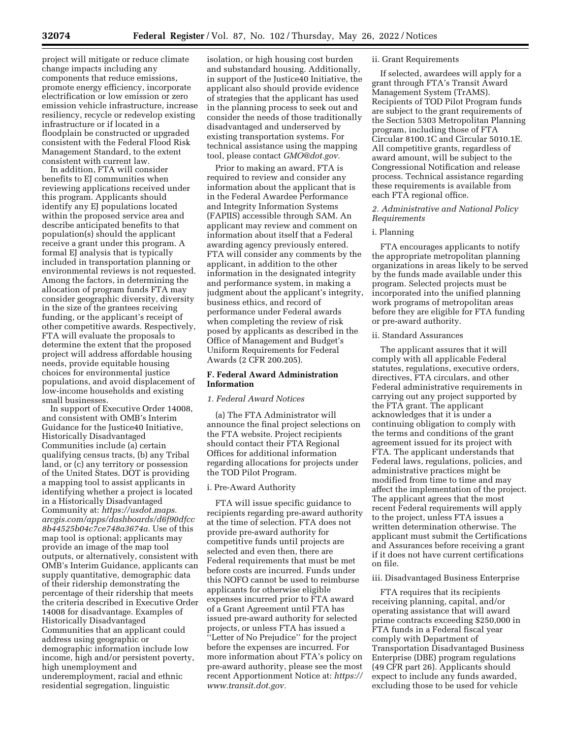project will mitigate or reduce climate change impacts including any components that reduce emissions, promote energy efficiency, incorporate electrification or low emission or zero emission vehicle infrastructure, increase resiliency, recycle or redevelop existing infrastructure or if located in a floodplain be constructed or upgraded consistent with the Federal Flood Risk Management Standard, to the extent consistent with current law.

In addition, FTA will consider benefits to EJ communities when reviewing applications received under this program. Applicants should identify any EJ populations located within the proposed service area and describe anticipated benefits to that population(s) should the applicant receive a grant under this program. A formal EJ analysis that is typically included in transportation planning or environmental reviews is not requested. Among the factors, in determining the allocation of program funds FTA may consider geographic diversity, diversity in the size of the grantees receiving funding, or the applicant's receipt of other competitive awards. Respectively, FTA will evaluate the proposals to determine the extent that the proposed project will address affordable housing needs, provide equitable housing choices for environmental justice populations, and avoid displacement of low-income households and existing small businesses.

In support of Executive Order 14008, and consistent with OMB's Interim Guidance for the Justice40 Initiative, Historically Disadvantaged Communities include (a) certain qualifying census tracts, (b) any Tribal land, or (c) any territory or possession of the United States. DOT is providing a mapping tool to assist applicants in identifying whether a project is located in a Historically Disadvantaged Community at: *https://usdot.maps.arcgis.com/apps/dashboards/d6f90dfcc8b44525b04c7ce748a3674a.* Use of this map tool is optional; applicants may provide an image of the map tool outputs, or alternatively, consistent with OMB's Interim Guidance, applicants can supply quantitative, demographic data of their ridership demonstrating the percentage of their ridership that meets the criteria described in Executive Order 14008 for disadvantage. Examples of Historically Disadvantaged Communities that an applicant could address using geographic or demographic information include low income, high and/or persistent poverty, high unemployment and underemployment, racial and ethnic residential segregation, linguistic isolation, or high housing cost burden and substandard housing. Additionally, in support of the Justice40 Initiative, the applicant also should provide evidence of strategies that the applicant has used in the planning process to seek out and consider the needs of those traditionally disadvantaged and underserved by existing transportation systems. For technical assistance using the mapping tool, please contact *GMO@dot.gov.*

Prior to making an award, FTA is required to review and consider any information about the applicant that is in the Federal Awardee Performance and Integrity Information Systems (FAPIIS) accessible through SAM. An applicant may review and comment on information about itself that a Federal awarding agency previously entered. FTA will consider any comments by the applicant, in addition to the other information in the designated integrity and performance system, in making a judgment about the applicant's integrity, business ethics, and record of performance under Federal awards when completing the review of risk posed by applicants as described in the Office of Management and Budget's Uniform Requirements for Federal Awards (2 CFR 200.205).

## F. Federal Award Administration Information

### *1. Federal Award Notices*

(a) The FTA Administrator will announce the final project selections on the FTA website. Project recipients should contact their FTA Regional Offices for additional information regarding allocations for projects under the TOD Pilot Program.

i. Pre-Award Authority

FTA will issue specific guidance to recipients regarding pre-award authority at the time of selection. FTA does not provide pre-award authority for competitive funds until projects are selected and even then, there are Federal requirements that must be met before costs are incurred. Funds under this NOFO cannot be used to reimburse applicants for otherwise eligible expenses incurred prior to FTA award of a Grant Agreement until FTA has issued pre-award authority for selected projects, or unless FTA has issued a ''Letter of No Prejudice'' for the project before the expenses are incurred. For more information about FTA's policy on pre-award authority, please see the most recent Apportionment Notice at: *https://www.transit.dot.gov.*

ii. Grant Requirements

If selected, awardees will apply for a grant through FTA's Transit Award Management System (TrAMS). Recipients of TOD Pilot Program funds are subject to the grant requirements of the Section 5303 Metropolitan Planning program, including those of FTA Circular 8100.1C and Circular 5010.1E. All competitive grants, regardless of award amount, will be subject to the Congressional Notification and release process. Technical assistance regarding these requirements is available from each FTA regional office.

### *2. Administrative and National Policy Requirements*

i. Planning

FTA encourages applicants to notify the appropriate metropolitan planning organizations in areas likely to be served by the funds made available under this program. Selected projects must be incorporated into the unified planning work programs of metropolitan areas before they are eligible for FTA funding or pre-award authority.

ii. Standard Assurances

The applicant assures that it will comply with all applicable Federal statutes, regulations, executive orders, directives, FTA circulars, and other Federal administrative requirements in carrying out any project supported by the FTA grant. The applicant acknowledges that it is under a continuing obligation to comply with the terms and conditions of the grant agreement issued for its project with FTA. The applicant understands that Federal laws, regulations, policies, and administrative practices might be modified from time to time and may affect the implementation of the project. The applicant agrees that the most recent Federal requirements will apply to the project, unless FTA issues a written determination otherwise. The applicant must submit the Certifications and Assurances before receiving a grant if it does not have current certifications on file.

iii. Disadvantaged Business Enterprise

FTA requires that its recipients receiving planning, capital, and/or operating assistance that will award prime contracts exceeding $250,000 in FTA funds in a Federal fiscal year comply with Department of Transportation Disadvantaged Business Enterprise (DBE) program regulations (49 CFR part 26). Applicants should expect to include any funds awarded, excluding those to be used for vehicle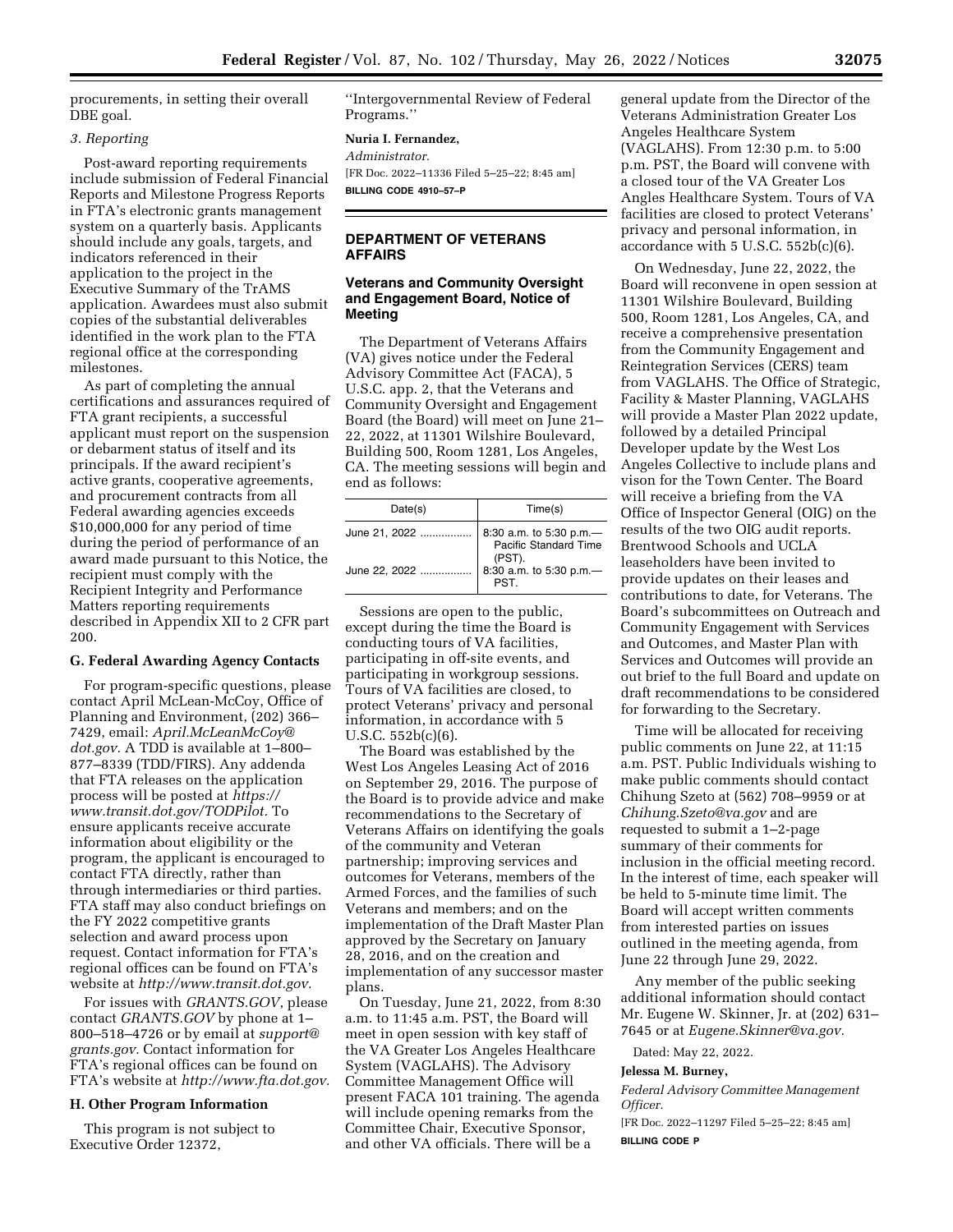procurements, in setting their overall DBE goal.

*3. Reporting*

Post-award reporting requirements include submission of Federal Financial Reports and Milestone Progress Reports in FTA's electronic grants management system on a quarterly basis. Applicants should include any goals, targets, and indicators referenced in their application to the project in the Executive Summary of the TrAMS application. Awardees must also submit copies of the substantial deliverables identified in the work plan to the FTA regional office at the corresponding milestones.

As part of completing the annual certifications and assurances required of FTA grant recipients, a successful applicant must report on the suspension or debarment status of itself and its principals. If the award recipient's active grants, cooperative agreements, and procurement contracts from all Federal awarding agencies exceeds $10,000,000 for any period of time during the period of performance of an award made pursuant to this Notice, the recipient must comply with the Recipient Integrity and Performance Matters reporting requirements described in Appendix XII to 2 CFR part 200.

### G. Federal Awarding Agency Contacts

For program-specific questions, please contact April McLean-McCoy, Office of Planning and Environment, (202) 366–7429, email: *April.McLeanMcCoy@dot.gov.* A TDD is available at 1–800–877–8339 (TDD/FIRS). Any addenda that FTA releases on the application process will be posted at *https://www.transit.dot.gov/TODPilot.* To ensure applicants receive accurate information about eligibility or the program, the applicant is encouraged to contact FTA directly, rather than through intermediaries or third parties. FTA staff may also conduct briefings on the FY 2022 competitive grants selection and award process upon request. Contact information for FTA's regional offices can be found on FTA's website at *http://www.transit.dot.gov.*

For issues with *GRANTS.GOV*, please contact *GRANTS.GOV* by phone at 1–800–518–4726 or by email at *support@grants.gov.* Contact information for FTA's regional offices can be found on FTA's website at *http://www.fta.dot.gov.*

### H. Other Program Information

This program is not subject to Executive Order 12372, "Intergovernmental Review of Federal Programs."

**Nuria I. Fernandez,**

*Administrator.*

[FR Doc. 2022–11336 Filed 5–25–22; 8:45 am]

**BILLING CODE 4910–57–P**

## DEPARTMENT OF VETERANS AFFAIRS

### Veterans and Community Oversight and Engagement Board, Notice of Meeting

The Department of Veterans Affairs (VA) gives notice under the Federal Advisory Committee Act (FACA), 5 U.S.C. app. 2, that the Veterans and Community Oversight and Engagement Board (the Board) will meet on June 21–22, 2022, at 11301 Wilshire Boulevard, Building 500, Room 1281, Los Angeles, CA. The meeting sessions will begin and end as follows:

| Date(s) | Time(s) |
|---|---|
| June 21, 2022 | 8:30 a.m. to 5:30 p.m.—Pacific Standard Time (PST). |
| June 22, 2022 | 8:30 a.m. to 5:30 p.m.—PST. |

Sessions are open to the public, except during the time the Board is conducting tours of VA facilities, participating in off-site events, and participating in workgroup sessions. Tours of VA facilities are closed, to protect Veterans' privacy and personal information, in accordance with 5 U.S.C. 552b(c)(6).

The Board was established by the West Los Angeles Leasing Act of 2016 on September 29, 2016. The purpose of the Board is to provide advice and make recommendations to the Secretary of Veterans Affairs on identifying the goals of the community and Veteran partnership; improving services and outcomes for Veterans, members of the Armed Forces, and the families of such Veterans and members; and on the implementation of the Draft Master Plan approved by the Secretary on January 28, 2016, and on the creation and implementation of any successor master plans.

On Tuesday, June 21, 2022, from 8:30 a.m. to 11:45 a.m. PST, the Board will meet in open session with key staff of the VA Greater Los Angeles Healthcare System (VAGLAHS). The Advisory Committee Management Office will present FACA 101 training. The agenda will include opening remarks from the Committee Chair, Executive Sponsor, and other VA officials. There will be a general update from the Director of the Veterans Administration Greater Los Angeles Healthcare System (VAGLAHS). From 12:30 p.m. to 5:00 p.m. PST, the Board will convene with a closed tour of the VA Greater Los Angles Healthcare System. Tours of VA facilities are closed to protect Veterans' privacy and personal information, in accordance with 5 U.S.C. 552b(c)(6).

On Wednesday, June 22, 2022, the Board will reconvene in open session at 11301 Wilshire Boulevard, Building 500, Room 1281, Los Angeles, CA, and receive a comprehensive presentation from the Community Engagement and Reintegration Services (CERS) team from VAGLAHS. The Office of Strategic, Facility & Master Planning, VAGLAHS will provide a Master Plan 2022 update, followed by a detailed Principal Developer update by the West Los Angeles Collective to include plans and vison for the Town Center. The Board will receive a briefing from the VA Office of Inspector General (OIG) on the results of the two OIG audit reports. Brentwood Schools and UCLA leaseholders have been invited to provide updates on their leases and contributions to date, for Veterans. The Board's subcommittees on Outreach and Community Engagement with Services and Outcomes, and Master Plan with Services and Outcomes will provide an out brief to the full Board and update on draft recommendations to be considered for forwarding to the Secretary.

Time will be allocated for receiving public comments on June 22, at 11:15 a.m. PST. Public Individuals wishing to make public comments should contact Chihung Szeto at (562) 708–9959 or at *Chihung.Szeto@va.gov* and are requested to submit a 1–2-page summary of their comments for inclusion in the official meeting record. In the interest of time, each speaker will be held to 5-minute time limit. The Board will accept written comments from interested parties on issues outlined in the meeting agenda, from June 22 through June 29, 2022.

Any member of the public seeking additional information should contact Mr. Eugene W. Skinner, Jr. at (202) 631–7645 or at *Eugene.Skinner@va.gov.*

Dated: May 22, 2022.

**Jelessa M. Burney,**

*Federal Advisory Committee Management Officer.*

[FR Doc. 2022–11297 Filed 5–25–22; 8:45 am]

**BILLING CODE P**